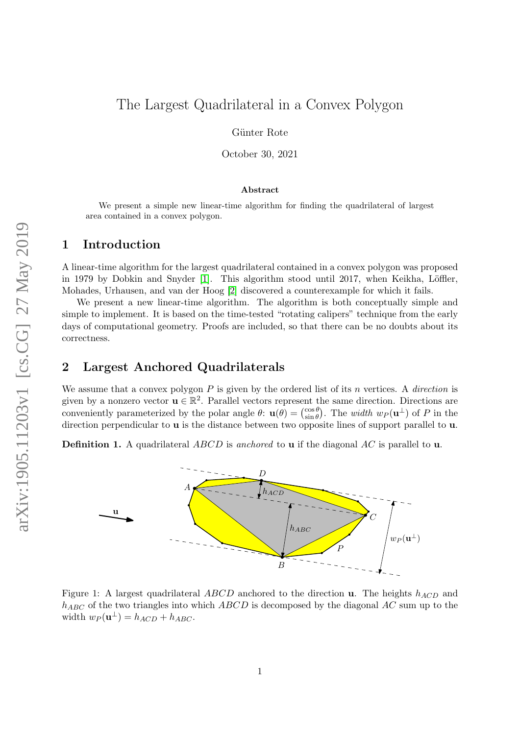# The Largest Quadrilateral in a Convex Polygon

Günter Rote

October 30, 2021

arXiv:1905.11203v1 [cs.CG] 27 May 2019

### Abstract

We present a simple new linear-time algorithm for finding the quadrilateral of largest area contained in a convex polygon.

## 1 Introduction

A linear-time algorithm for the largest quadrilateral contained in a convex polygon was proposed in 1979 by Dobkin and Snyder [1]. This algorithm stood until 2017, when Keikha, Löffler, Mohades, Urhausen, and van der Hoog [2] discovered a counterexample for which it fails.

We present a new linear-time algorithm. The algorithm is both conceptually simple and simple to implement. It is based on the time-tested "rotating calipers" technique from the early days of computational geometry. Proofs are included, so that there can be no doubts about its correctness.

## 2 Largest Anchored Quadrilaterals

We assume that a convex polygon $P$ is given by the ordered list of its $n$ vertices. A *direction* is given by a nonzero vector $\mathbf{u} \in \mathbb{R}^2$. Parallel vectors represent the same direction. Directions are conveniently parameterized by the polar angle $\theta$: $\mathbf{u}(\theta) = \binom{\cos\theta}{\sin\theta}$. The *width* $w_P(\mathbf{u}^\perp)$ of $P$ in the direction perpendicular to $\mathbf{u}$ is the distance between two opposite lines of support parallel to $\mathbf{u}$.

**Definition 1.** A quadrilateral $ABCD$ is *anchored* to $\mathbf{u}$ if the diagonal $AC$ is parallel to $\mathbf{u}$.

u

A

D

$h_{ACD}$

$h_{ABC}$

C

$w_P(\mathbf{u}^\perp)$

P

B

Figure 1: A largest quadrilateral $ABCD$ anchored to the direction $\mathbf{u}$. The heights $h_{ACD}$ and $h_{ABC}$ of the two triangles into which $ABCD$ is decomposed by the diagonal $AC$ sum up to the width $w_P(\mathbf{u}^\perp) = h_{ACD} + h_{ABC}$.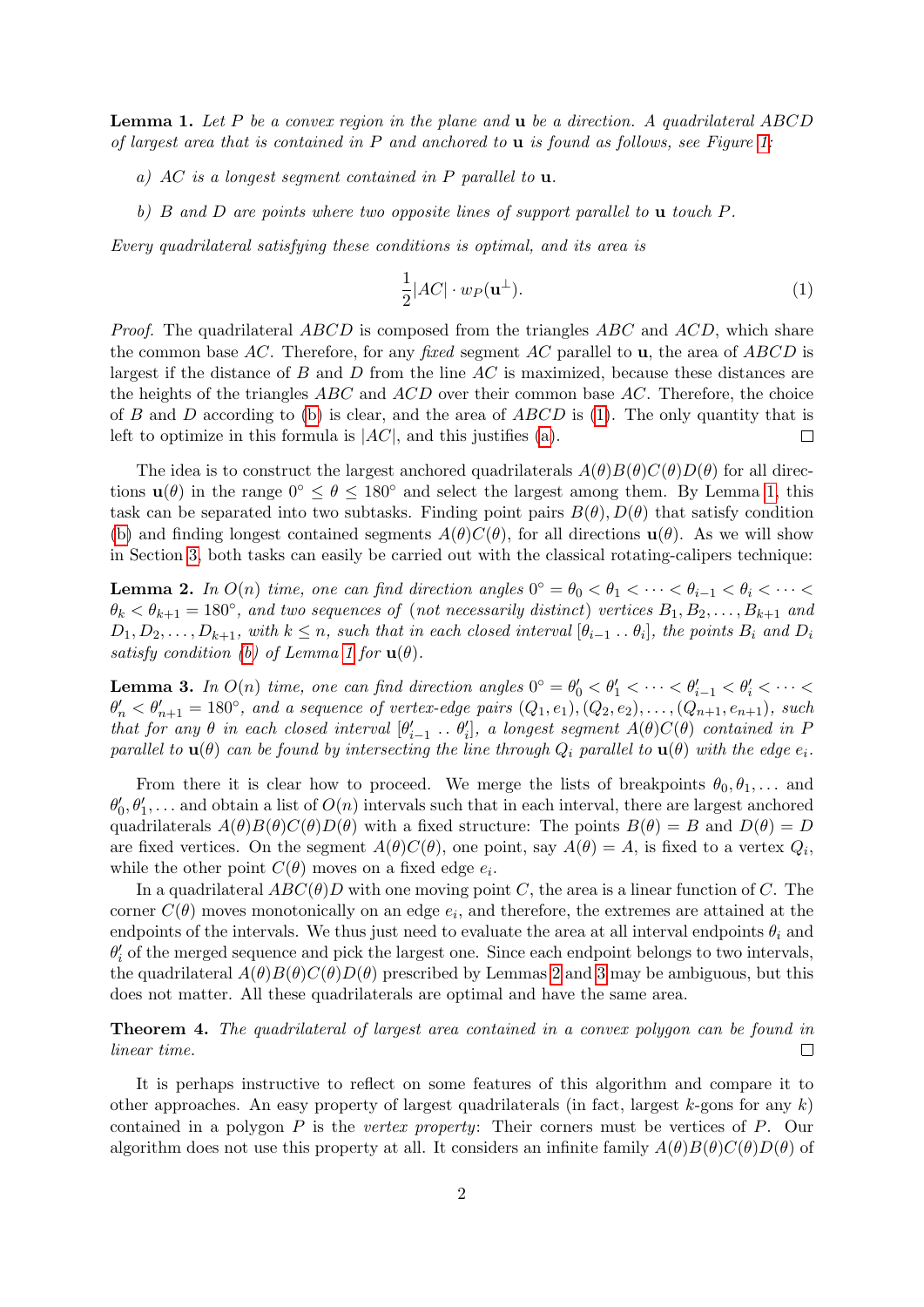**Lemma 1.** *Let $P$ be a convex region in the plane and $\mathbf{u}$ be a direction. A quadrilateral $ABCD$ of largest area that is contained in $P$ and anchored to $\mathbf{u}$ is found as follows, see Figure 1:*

*a) $AC$ is a longest segment contained in $P$ parallel to $\mathbf{u}$.*

*b) $B$ and $D$ are points where two opposite lines of support parallel to $\mathbf{u}$ touch $P$.*

*Every quadrilateral satisfying these conditions is optimal, and its area is*

$$\frac{1}{2}|AC| \cdot w_P(\mathbf{u}^\perp). \tag{1}$$

*Proof.* The quadrilateral $ABCD$ is composed from the triangles $ABC$ and $ACD$, which share the common base $AC$. Therefore, for any *fixed* segment $AC$ parallel to $\mathbf{u}$, the area of $ABCD$ is largest if the distance of $B$ and $D$ from the line $AC$ is maximized, because these distances are the heights of the triangles $ABC$ and $ACD$ over their common base $AC$. Therefore, the choice of $B$ and $D$ according to (b) is clear, and the area of $ABCD$ is (1). The only quantity that is left to optimize in this formula is $|AC|$, and this justifies (a). ◻

The idea is to construct the largest anchored quadrilaterals $A(\theta)B(\theta)C(\theta)D(\theta)$ for all directions $\mathbf{u}(\theta)$ in the range $0° \le \theta \le 180°$ and select the largest among them. By Lemma 1, this task can be separated into two subtasks. Finding point pairs $B(\theta), D(\theta)$ that satisfy condition (b) and finding longest contained segments $A(\theta)C(\theta)$, for all directions $\mathbf{u}(\theta)$. As we will show in Section 3, both tasks can easily be carried out with the classical rotating-calipers technique:

**Lemma 2.** *In $O(n)$ time, one can find direction angles $0° = \theta_0 < \theta_1 < \cdots < \theta_{i-1} < \theta_i < \cdots < \theta_k < \theta_{k+1} = 180°$, and two sequences of (not necessarily distinct) vertices $B_1, B_2, \ldots, B_{k+1}$ and $D_1, D_2, \ldots, D_{k+1}$, with $k \le n$, such that in each closed interval $[\theta_{i-1} \,..\, \theta_i]$, the points $B_i$ and $D_i$ satisfy condition (b) of Lemma 1 for $\mathbf{u}(\theta)$.*

**Lemma 3.** *In $O(n)$ time, one can find direction angles $0° = \theta'_0 < \theta'_1 < \cdots < \theta'_{i-1} < \theta'_i < \cdots < \theta'_n < \theta'_{n+1} = 180°$, and a sequence of vertex-edge pairs $(Q_1, e_1), (Q_2, e_2), \ldots, (Q_{n+1}, e_{n+1})$, such that for any $\theta$ in each closed interval $[\theta'_{i-1} \,..\, \theta'_i]$, a longest segment $A(\theta)C(\theta)$ contained in $P$ parallel to $\mathbf{u}(\theta)$ can be found by intersecting the line through $Q_i$ parallel to $\mathbf{u}(\theta)$ with the edge $e_i$.*

From there it is clear how to proceed. We merge the lists of breakpoints $\theta_0, \theta_1, \ldots$ and $\theta'_0, \theta'_1, \ldots$ and obtain a list of $O(n)$ intervals such that in each interval, there are largest anchored quadrilaterals $A(\theta)B(\theta)C(\theta)D(\theta)$ with a fixed structure: The points $B(\theta) = B$ and $D(\theta) = D$ are fixed vertices. On the segment $A(\theta)C(\theta)$, one point, say $A(\theta) = A$, is fixed to a vertex $Q_i$, while the other point $C(\theta)$ moves on a fixed edge $e_i$.

In a quadrilateral $ABC(\theta)D$ with one moving point $C$, the area is a linear function of $C$. The corner $C(\theta)$ moves monotonically on an edge $e_i$, and therefore, the extremes are attained at the endpoints of the intervals. We thus just need to evaluate the area at all interval endpoints $\theta_i$ and $\theta'_i$ of the merged sequence and pick the largest one. Since each endpoint belongs to two intervals, the quadrilateral $A(\theta)B(\theta)C(\theta)D(\theta)$ prescribed by Lemmas 2 and 3 may be ambiguous, but this does not matter. All these quadrilaterals are optimal and have the same area.

**Theorem 4.** *The quadrilateral of largest area contained in a convex polygon can be found in linear time.* ◻

It is perhaps instructive to reflect on some features of this algorithm and compare it to other approaches. An easy property of largest quadrilaterals (in fact, largest $k$-gons for any $k$) contained in a polygon $P$ is the *vertex property*: Their corners must be vertices of $P$. Our algorithm does not use this property at all. It considers an infinite family $A(\theta)B(\theta)C(\theta)D(\theta)$ of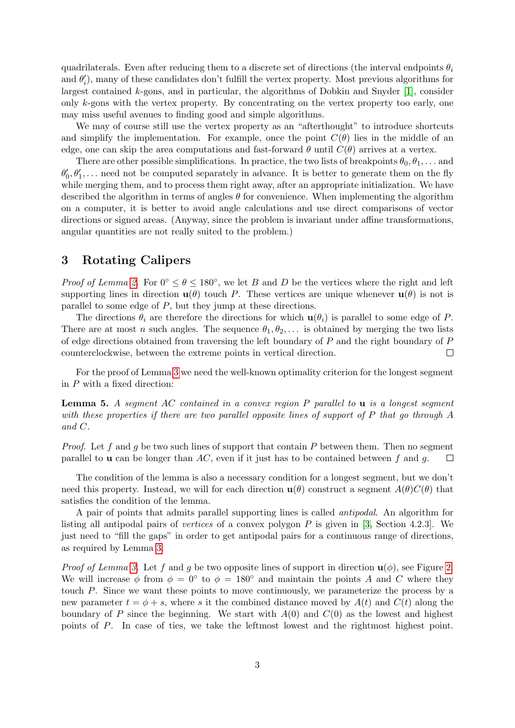quadrilaterals. Even after reducing them to a discrete set of directions (the interval endpoints $\theta_i$ and $\theta'_i$), many of these candidates don't fulfill the vertex property. Most previous algorithms for largest contained $k$-gons, and in particular, the algorithms of Dobkin and Snyder [1], consider only $k$-gons with the vertex property. By concentrating on the vertex property too early, one may miss useful avenues to finding good and simple algorithms.

We may of course still use the vertex property as an "afterthought" to introduce shortcuts and simplify the implementation. For example, once the point $C(\theta)$ lies in the middle of an edge, one can skip the area computations and fast-forward $\theta$ until $C(\theta)$ arrives at a vertex.

There are other possible simplifications. In practice, the two lists of breakpoints $\theta_0, \theta_1, \ldots$ and $\theta'_0, \theta'_1, \ldots$ need not be computed separately in advance. It is better to generate them on the fly while merging them, and to process them right away, after an appropriate initialization. We have described the algorithm in terms of angles $\theta$ for convenience. When implementing the algorithm on a computer, it is better to avoid angle calculations and use direct comparisons of vector directions or signed areas. (Anyway, since the problem is invariant under affine transformations, angular quantities are not really suited to the problem.)

## 3 Rotating Calipers

*Proof of Lemma 2.* For $0^\circ \le \theta \le 180^\circ$, we let $B$ and $D$ be the vertices where the right and left supporting lines in direction $\mathbf{u}(\theta)$ touch $P$. These vertices are unique whenever $\mathbf{u}(\theta)$ is not is parallel to some edge of $P$, but they jump at these directions.

The directions $\theta_i$ are therefore the directions for which $\mathbf{u}(\theta_i)$ is parallel to some edge of $P$. There are at most $n$ such angles. The sequence $\theta_1, \theta_2, \ldots$ is obtained by merging the two lists of edge directions obtained from traversing the left boundary of $P$ and the right boundary of $P$ counterclockwise, between the extreme points in vertical direction. $\square$

For the proof of Lemma 3 we need the well-known optimality criterion for the longest segment in $P$ with a fixed direction:

**Lemma 5.** *A segment $AC$ contained in a convex region $P$ parallel to $\mathbf{u}$ is a longest segment with these properties if there are two parallel opposite lines of support of $P$ that go through $A$ and $C$.*

*Proof.* Let $f$ and $g$ be two such lines of support that contain $P$ between them. Then no segment parallel to $\mathbf{u}$ can be longer than $AC$, even if it just has to be contained between $f$ and $g$. $\square$

The condition of the lemma is also a necessary condition for a longest segment, but we don't need this property. Instead, we will for each direction $\mathbf{u}(\theta)$ construct a segment $A(\theta)C(\theta)$ that satisfies the condition of the lemma.

A pair of points that admits parallel supporting lines is called *antipodal*. An algorithm for listing all antipodal pairs of *vertices* of a convex polygon $P$ is given in [3, Section 4.2.3]. We just need to "fill the gaps" in order to get antipodal pairs for a continuous range of directions, as required by Lemma 3.

*Proof of Lemma 3.* Let $f$ and $g$ be two opposite lines of support in direction $\mathbf{u}(\phi)$, see Figure 2. We will increase $\phi$ from $\phi = 0^\circ$ to $\phi = 180^\circ$ and maintain the points $A$ and $C$ where they touch $P$. Since we want these points to move continuously, we parameterize the process by a new parameter $t = \phi + s$, where $s$ it the combined distance moved by $A(t)$ and $C(t)$ along the boundary of $P$ since the beginning. We start with $A(0)$ and $C(0)$ as the lowest and highest points of $P$. In case of ties, we take the leftmost lowest and the rightmost highest point.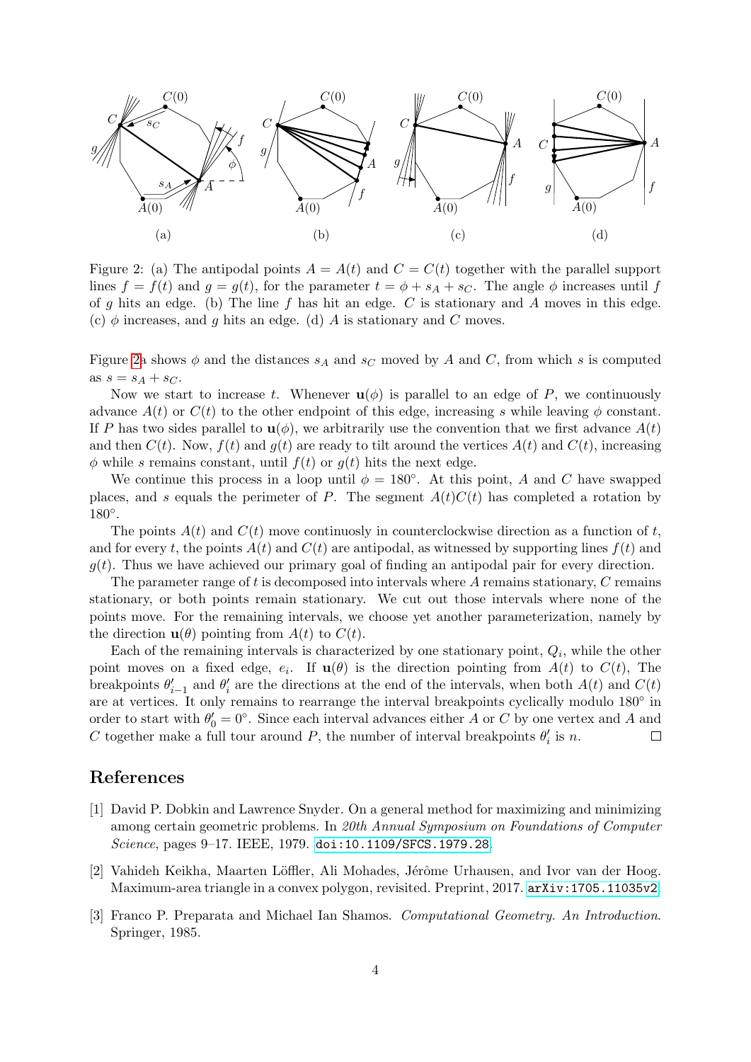(a)

(b)

(c)

(d)

Figure 2: (a) The antipodal points $A = A(t)$ and $C = C(t)$ together with the parallel support lines $f = f(t)$ and $g = g(t)$, for the parameter $t = \phi + s_A + s_C$. The angle $\phi$ increases until $f$ of $g$ hits an edge. (b) The line $f$ has hit an edge. $C$ is stationary and $A$ moves in this edge. (c) $\phi$ increases, and $g$ hits an edge. (d) $A$ is stationary and $C$ moves.

Figure 2a shows $\phi$ and the distances $s_A$ and $s_C$ moved by $A$ and $C$, from which $s$ is computed as $s = s_A + s_C$.

Now we start to increase $t$. Whenever $\mathbf{u}(\phi)$ is parallel to an edge of $P$, we continuously advance $A(t)$ or $C(t)$ to the other endpoint of this edge, increasing $s$ while leaving $\phi$ constant. If $P$ has two sides parallel to $\mathbf{u}(\phi)$, we arbitrarily use the convention that we first advance $A(t)$ and then $C(t)$. Now, $f(t)$ and $g(t)$ are ready to tilt around the vertices $A(t)$ and $C(t)$, increasing $\phi$ while $s$ remains constant, until $f(t)$ or $g(t)$ hits the next edge.

We continue this process in a loop until $\phi = 180^\circ$. At this point, $A$ and $C$ have swapped places, and $s$ equals the perimeter of $P$. The segment $A(t)C(t)$ has completed a rotation by $180^\circ$.

The points $A(t)$ and $C(t)$ move continuously in counterclockwise direction as a function of $t$, and for every $t$, the points $A(t)$ and $C(t)$ are antipodal, as witnessed by supporting lines $f(t)$ and $g(t)$. Thus we have achieved our primary goal of finding an antipodal pair for every direction.

The parameter range of $t$ is decomposed into intervals where $A$ remains stationary, $C$ remains stationary, or both points remain stationary. We cut out those intervals where none of the points move. For the remaining intervals, we choose yet another parameterization, namely by the direction $\mathbf{u}(\theta)$ pointing from $A(t)$ to $C(t)$.

Each of the remaining intervals is characterized by one stationary point, $Q_i$, while the other point moves on a fixed edge, $e_i$. If $\mathbf{u}(\theta)$ is the direction pointing from $A(t)$ to $C(t)$, The breakpoints $\theta'_{i-1}$ and $\theta'_i$ are the directions at the end of the intervals, when both $A(t)$ and $C(t)$ are at vertices. It only remains to rearrange the interval breakpoints cyclically modulo $180^\circ$ in order to start with $\theta'_0 = 0^\circ$. Since each interval advances either $A$ or $C$ by one vertex and $A$ and $C$ together make a full tour around $P$, the number of interval breakpoints $\theta'_i$ is $n$. ☐

## References

[1] David P. Dobkin and Lawrence Snyder. On a general method for maximizing and minimizing among certain geometric problems. In *20th Annual Symposium on Foundations of Computer Science*, pages 9–17. IEEE, 1979. doi:10.1109/SFCS.1979.28.

[2] Vahideh Keikha, Maarten Löffler, Ali Mohades, Jérôme Urhausen, and Ivor van der Hoog. Maximum-area triangle in a convex polygon, revisited. Preprint, 2017. arXiv:1705.11035v2.

[3] Franco P. Preparata and Michael Ian Shamos. *Computational Geometry. An Introduction*. Springer, 1985.